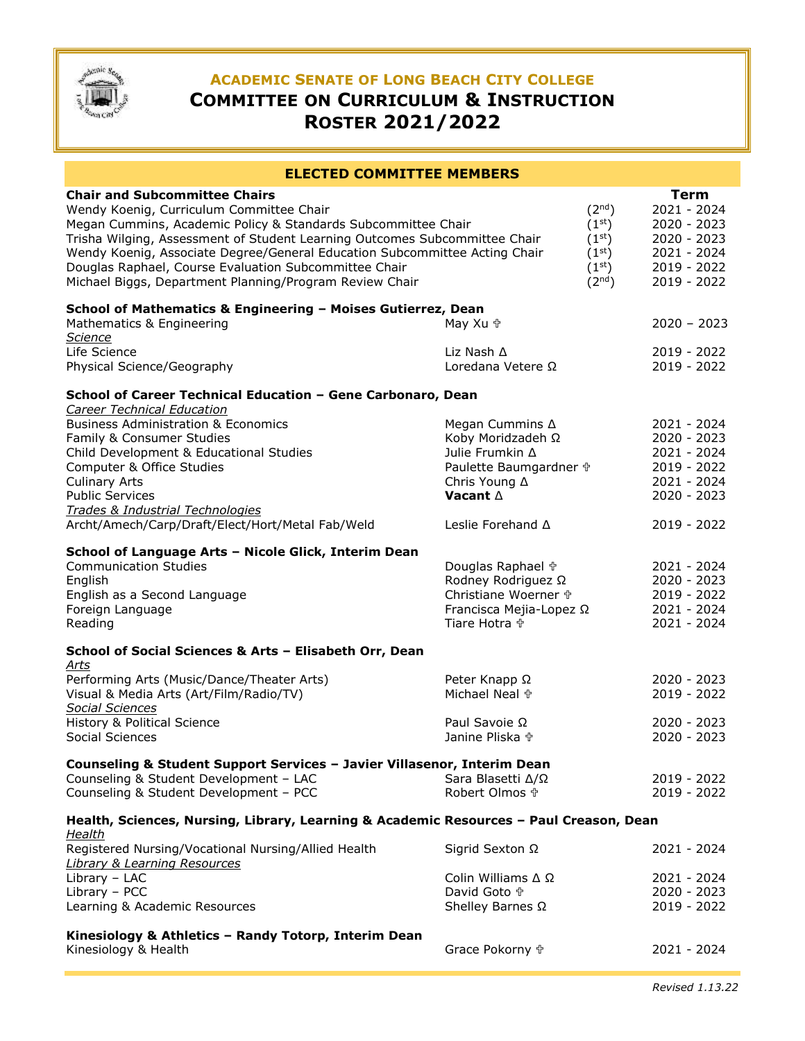# ACADEMIC SENATE OF LONG BEACH CITY COLLEGE
# COMMITTEE ON CURRICULUM & INSTRUCTION
# ROSTER 2021/2022

## ELECTED COMMITTEE MEMBERS

| **Chair and Subcommittee Chairs** | | **Term** |
|---|---|---|
| Wendy Koenig, Curriculum Committee Chair | (2nd) | 2021 - 2024 |
| Megan Cummins, Academic Policy & Standards Subcommittee Chair | (1st) | 2020 - 2023 |
| Trisha Wilging, Assessment of Student Learning Outcomes Subcommittee Chair | (1st) | 2020 - 2023 |
| Wendy Koenig, Associate Degree/General Education Subcommittee Acting Chair | (1st) | 2021 - 2024 |
| Douglas Raphael, Course Evaluation Subcommittee Chair | (1st) | 2019 - 2022 |
| Michael Biggs, Department Planning/Program Review Chair | (2nd) | 2019 - 2022 |

| **School of Mathematics & Engineering – Moises Gutierrez, Dean** | | |
|---|---|---|
| Mathematics & Engineering | May Xu ✞ | 2020 – 2023 |
| *Science* | | |
| Life Science | Liz Nash Δ | 2019 - 2022 |
| Physical Science/Geography | Loredana Vetere Ω | 2019 - 2022 |

| **School of Career Technical Education – Gene Carbonaro, Dean** | | |
|---|---|---|
| *Career Technical Education* | | |
| Business Administration & Economics | Megan Cummins Δ | 2021 - 2024 |
| Family & Consumer Studies | Koby Moridzadeh Ω | 2020 - 2023 |
| Child Development & Educational Studies | Julie Frumkin Δ | 2021 - 2024 |
| Computer & Office Studies | Paulette Baumgardner ✞ | 2019 - 2022 |
| Culinary Arts | Chris Young Δ | 2021 - 2024 |
| Public Services | **Vacant** Δ | 2020 - 2023 |
| *Trades & Industrial Technologies* | | |
| Archt/Amech/Carp/Draft/Elect/Hort/Metal Fab/Weld | Leslie Forehand Δ | 2019 - 2022 |

| **School of Language Arts – Nicole Glick, Interim Dean** | | |
|---|---|---|
| Communication Studies | Douglas Raphael ✞ | 2021 - 2024 |
| English | Rodney Rodriguez Ω | 2020 - 2023 |
| English as a Second Language | Christiane Woerner ✞ | 2019 - 2022 |
| Foreign Language | Francisca Mejia-Lopez Ω | 2021 - 2024 |
| Reading | Tiare Hotra ✞ | 2021 - 2024 |

| **School of Social Sciences & Arts – Elisabeth Orr, Dean** | | |
|---|---|---|
| *Arts* | | |
| Performing Arts (Music/Dance/Theater Arts) | Peter Knapp Ω | 2020 - 2023 |
| Visual & Media Arts (Art/Film/Radio/TV) | Michael Neal ✞ | 2019 - 2022 |
| *Social Sciences* | | |
| History & Political Science | Paul Savoie Ω | 2020 - 2023 |
| Social Sciences | Janine Pliska ✞ | 2020 - 2023 |

| **Counseling & Student Support Services – Javier Villasenor, Interim Dean** | | |
|---|---|---|
| Counseling & Student Development – LAC | Sara Blasetti Δ/Ω | 2019 - 2022 |
| Counseling & Student Development – PCC | Robert Olmos ✞ | 2019 - 2022 |

| **Health, Sciences, Nursing, Library, Learning & Academic Resources – Paul Creason, Dean** | | |
|---|---|---|
| *Health* | | |
| Registered Nursing/Vocational Nursing/Allied Health | Sigrid Sexton Ω | 2021 - 2024 |
| *Library & Learning Resources* | | |
| Library – LAC | Colin Williams Δ Ω | 2021 - 2024 |
| Library – PCC | David Goto ✞ | 2020 - 2023 |
| Learning & Academic Resources | Shelley Barnes Ω | 2019 - 2022 |

| **Kinesiology & Athletics – Randy Totorp, Interim Dean** | | |
|---|---|---|
| Kinesiology & Health | Grace Pokorny ✞ | 2021 - 2024 |

*Revised 1.13.22*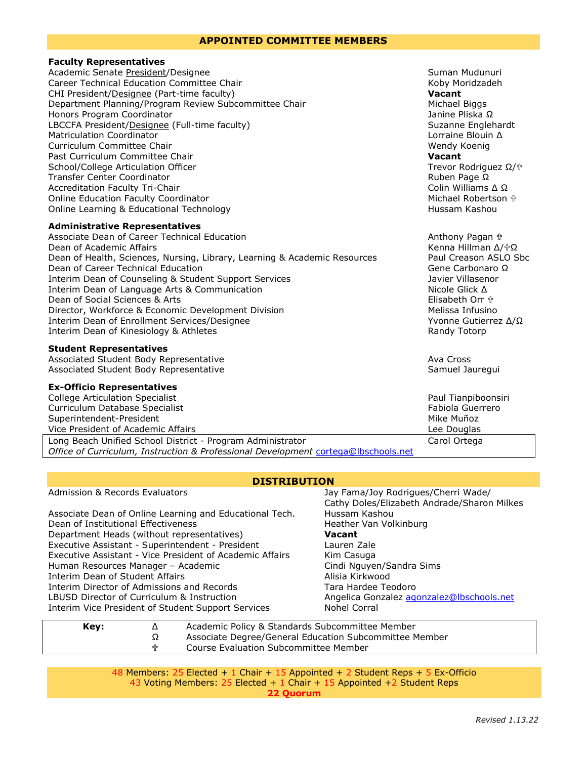## APPOINTED COMMITTEE MEMBERS

| | |
|---|---|
| **Faculty Representatives** | |
| Academic Senate President/Designee | Suman Mudunuri |
| Career Technical Education Committee Chair | Koby Moridzadeh |
| CHI President/Designee (Part-time faculty) | **Vacant** |
| Department Planning/Program Review Subcommittee Chair | Michael Biggs |
| Honors Program Coordinator | Janine Pliska Ω |
| LBCCFA President/Designee (Full-time faculty) | Suzanne Englehardt |
| Matriculation Coordinator | Lorraine Blouin Δ |
| Curriculum Committee Chair | Wendy Koenig |
| Past Curriculum Committee Chair | **Vacant** |
| School/College Articulation Officer | Trevor Rodriguez Ω/♰ |
| Transfer Center Coordinator | Ruben Page Ω |
| Accreditation Faculty Tri-Chair | Colin Williams Δ Ω |
| Online Education Faculty Coordinator | Michael Robertson ♰ |
| Online Learning & Educational Technology | Hussam Kashou |
| **Administrative Representatives** | |
| Associate Dean of Career Technical Education | Anthony Pagan ♰ |
| Dean of Academic Affairs | Kenna Hillman Δ/♰Ω |
| Dean of Health, Sciences, Nursing, Library, Learning & Academic Resources | Paul Creason ASLO Sbc |
| Dean of Career Technical Education | Gene Carbonaro Ω |
| Interim Dean of Counseling & Student Support Services | Javier Villasenor |
| Interim Dean of Language Arts & Communication | Nicole Glick Δ |
| Dean of Social Sciences & Arts | Elisabeth Orr ♰ |
| Director, Workforce & Economic Development Division | Melissa Infusino |
| Interim Dean of Enrollment Services/Designee | Yvonne Gutierrez Δ/Ω |
| Interim Dean of Kinesiology & Athletes | Randy Totorp |
| **Student Representatives** | |
| Associated Student Body Representative | Ava Cross |
| Associated Student Body Representative | Samuel Jauregui |
| **Ex-Officio Representatives** | |
| College Articulation Specialist | Paul Tianpiboonsiri |
| Curriculum Database Specialist | Fabiola Guerrero |
| Superintendent-President | Mike Muñoz |
| Vice President of Academic Affairs | Lee Douglas |
| Long Beach Unified School District - Program Administrator *Office of Curriculum, Instruction & Professional Development* cortega@lbschools.net | Carol Ortega |

## DISTRIBUTION

| | |
|---|---|
| Admission & Records Evaluators | Jay Fama/Joy Rodrigues/Cherri Wade/ Cathy Doles/Elizabeth Andrade/Sharon Milkes |
| Associate Dean of Online Learning and Educational Tech. | Hussam Kashou |
| Dean of Institutional Effectiveness | Heather Van Volkinburg |
| Department Heads (without representatives) | **Vacant** |
| Executive Assistant - Superintendent - President | Lauren Zale |
| Executive Assistant - Vice President of Academic Affairs | Kim Casuga |
| Human Resources Manager – Academic | Cindi Nguyen/Sandra Sims |
| Interim Dean of Student Affairs | Alisia Kirkwood |
| Interim Director of Admissions and Records | Tara Hardee Teodoro |
| LBUSD Director of Curriculum & Instruction | Angelica Gonzalez agonzalez@lbschools.net |
| Interim Vice President of Student Support Services | Nohel Corral |

| | | |
|---|---|---|
| **Key:** | Δ | Academic Policy & Standards Subcommittee Member |
| | Ω | Associate Degree/General Education Subcommittee Member |
| | ♰ | Course Evaluation Subcommittee Member |

48 Members: 25 Elected + 1 Chair + 15 Appointed + 2 Student Reps + 5 Ex-Officio
43 Voting Members: 25 Elected + 1 Chair + 15 Appointed +2 Student Reps
**22 Quorum**

*Revised 1.13.22*